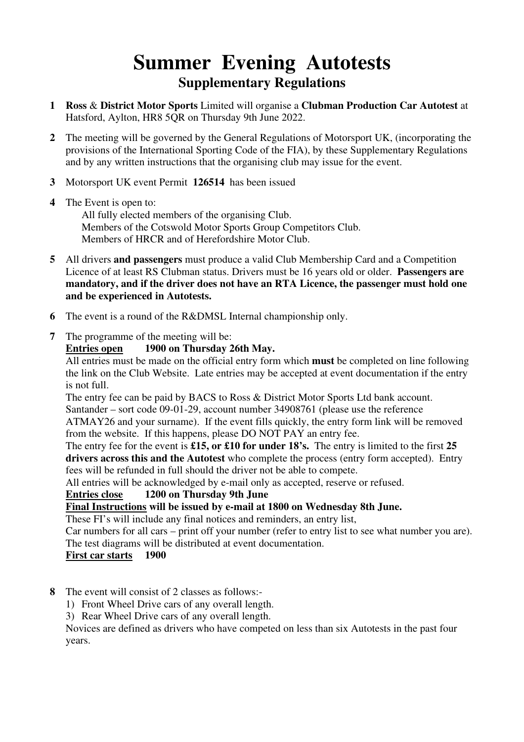# Summer Evening Autotests

## Supplementary Regulations

**1** **Ross** & **District Motor Sports** Limited will organise a **Clubman Production Car Autotest** at Hatsford, Aylton, HR8 5QR on Thursday 9th June 2022.

**2** The meeting will be governed by the General Regulations of Motorsport UK, (incorporating the provisions of the International Sporting Code of the FIA), by these Supplementary Regulations and by any written instructions that the organising club may issue for the event.

**3** Motorsport UK event Permit **126514** has been issued

**4** The Event is open to:
All fully elected members of the organising Club.
Members of the Cotswold Motor Sports Group Competitors Club.
Members of HRCR and of Herefordshire Motor Club.

**5** All drivers **and passengers** must produce a valid Club Membership Card and a Competition Licence of at least RS Clubman status. Drivers must be 16 years old or older. **Passengers are mandatory, and if the driver does not have an RTA Licence, the passenger must hold one and be experienced in Autotests.**

**6** The event is a round of the R&DMSL Internal championship only.

**7** The programme of the meeting will be:

**<u>Entries open</u> 1900 on Thursday 26th May.**

All entries must be made on the official entry form which **must** be completed on line following the link on the Club Website. Late entries may be accepted at event documentation if the entry is not full.

The entry fee can be paid by BACS to Ross & District Motor Sports Ltd bank account. Santander – sort code 09-01-29, account number 34908761 (please use the reference ATMAY26 and your surname). If the event fills quickly, the entry form link will be removed from the website. If this happens, please DO NOT PAY an entry fee.

The entry fee for the event is **£15, or £10 for under 18's.** The entry is limited to the first **25 drivers across this and the Autotest** who complete the process (entry form accepted). Entry fees will be refunded in full should the driver not be able to compete.

All entries will be acknowledged by e-mail only as accepted, reserve or refused.

**<u>Entries close</u> 1200 on Thursday 9th June**

**<u>Final Instructions</u> will be issued by e-mail at 1800 on Wednesday 8th June.**

These FI's will include any final notices and reminders, an entry list,
Car numbers for all cars – print off your number (refer to entry list to see what number you are).
The test diagrams will be distributed at event documentation.

**<u>First car starts</u> 1900**

**8** The event will consist of 2 classes as follows:-

1) Front Wheel Drive cars of any overall length.
3) Rear Wheel Drive cars of any overall length.

Novices are defined as drivers who have competed on less than six Autotests in the past four years.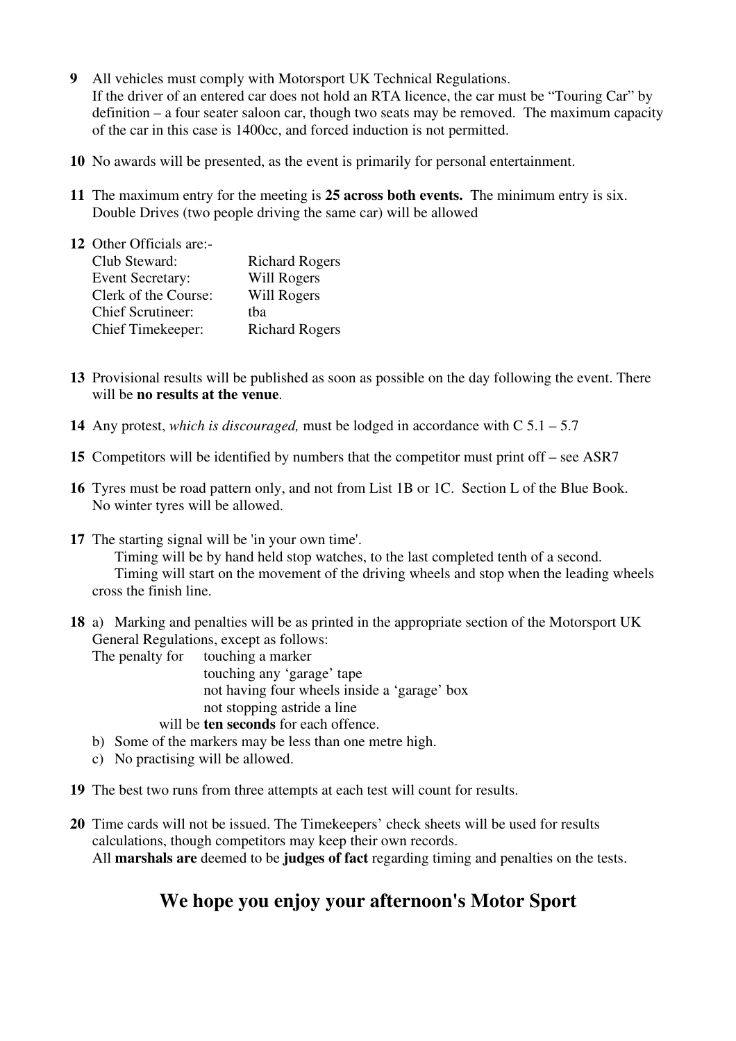**9** All vehicles must comply with Motorsport UK Technical Regulations.
If the driver of an entered car does not hold an RTA licence, the car must be "Touring Car" by definition – a four seater saloon car, though two seats may be removed. The maximum capacity of the car in this case is 1400cc, and forced induction is not permitted.

**10** No awards will be presented, as the event is primarily for personal entertainment.

**11** The maximum entry for the meeting is **25 across both events.** The minimum entry is six.
Double Drives (two people driving the same car) will be allowed

**12** Other Officials are:-

| | |
|---|---|
| Club Steward: | Richard Rogers |
| Event Secretary: | Will Rogers |
| Clerk of the Course: | Will Rogers |
| Chief Scrutineer: | tba |
| Chief Timekeeper: | Richard Rogers |

**13** Provisional results will be published as soon as possible on the day following the event. There will be **no results at the venue**.

**14** Any protest, *which is discouraged,* must be lodged in accordance with C 5.1 – 5.7

**15** Competitors will be identified by numbers that the competitor must print off – see ASR7

**16** Tyres must be road pattern only, and not from List 1B or 1C. Section L of the Blue Book.
No winter tyres will be allowed.

**17** The starting signal will be 'in your own time'.
Timing will be by hand held stop watches, to the last completed tenth of a second.
Timing will start on the movement of the driving wheels and stop when the leading wheels cross the finish line.

**18** a) Marking and penalties will be as printed in the appropriate section of the Motorsport UK General Regulations, except as follows:
The penalty for touching a marker
touching any 'garage' tape
not having four wheels inside a 'garage' box
not stopping astride a line
will be **ten seconds** for each offence.

b) Some of the markers may be less than one metre high.

c) No practising will be allowed.

**19** The best two runs from three attempts at each test will count for results.

**20** Time cards will not be issued. The Timekeepers' check sheets will be used for results calculations, though competitors may keep their own records.
All **marshals are** deemed to be **judges of fact** regarding timing and penalties on the tests.

## We hope you enjoy your afternoon's Motor Sport